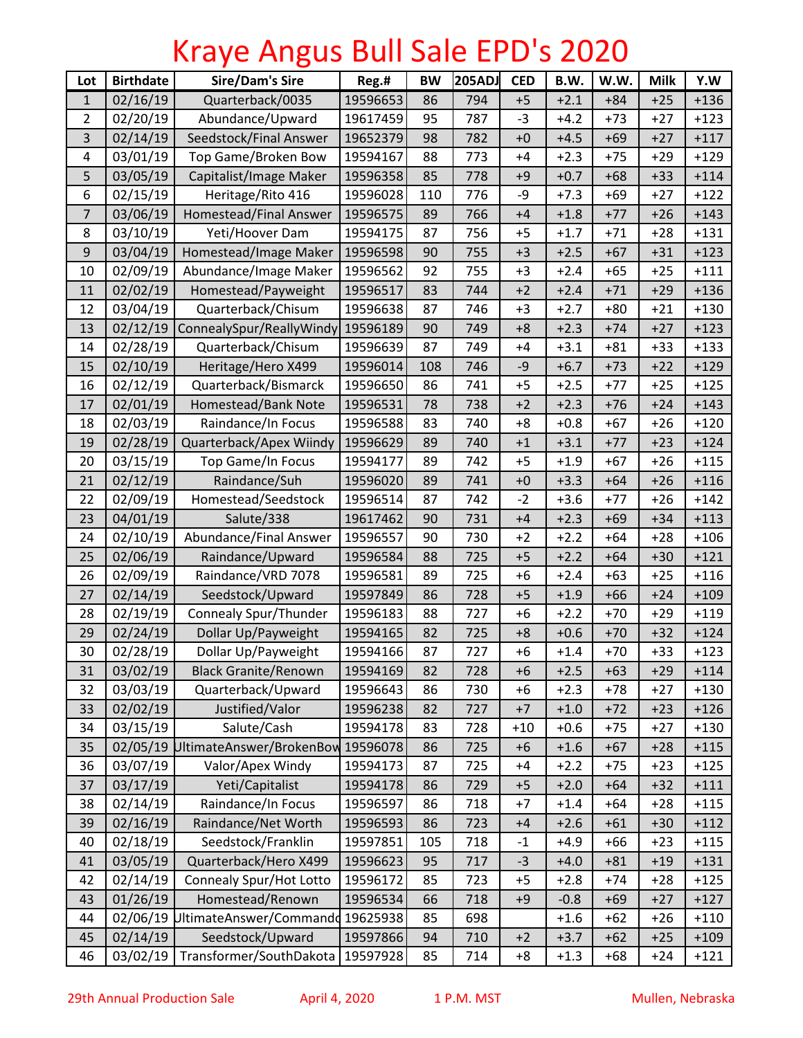# Kraye Angus Bull Sale EPD's 2020

| Lot | Birthdate | Sire/Dam's Sire | Reg.# | BW | 205ADJ | CED | B.W. | W.W. | Milk | Y.W |
|---|---|---|---|---|---|---|---|---|---|---|
| 1 | 02/16/19 | Quarterback/0035 | 19596653 | 86 | 794 | +5 | +2.1 | +84 | +25 | +136 |
| 2 | 02/20/19 | Abundance/Upward | 19617459 | 95 | 787 | -3 | +4.2 | +73 | +27 | +123 |
| 3 | 02/14/19 | Seedstock/Final Answer | 19652379 | 98 | 782 | +0 | +4.5 | +69 | +27 | +117 |
| 4 | 03/01/19 | Top Game/Broken Bow | 19594167 | 88 | 773 | +4 | +2.3 | +75 | +29 | +129 |
| 5 | 03/05/19 | Capitalist/Image Maker | 19596358 | 85 | 778 | +9 | +0.7 | +68 | +33 | +114 |
| 6 | 02/15/19 | Heritage/Rito 416 | 19596028 | 110 | 776 | -9 | +7.3 | +69 | +27 | +122 |
| 7 | 03/06/19 | Homestead/Final Answer | 19596575 | 89 | 766 | +4 | +1.8 | +77 | +26 | +143 |
| 8 | 03/10/19 | Yeti/Hoover Dam | 19594175 | 87 | 756 | +5 | +1.7 | +71 | +28 | +131 |
| 9 | 03/04/19 | Homestead/Image Maker | 19596598 | 90 | 755 | +3 | +2.5 | +67 | +31 | +123 |
| 10 | 02/09/19 | Abundance/Image Maker | 19596562 | 92 | 755 | +3 | +2.4 | +65 | +25 | +111 |
| 11 | 02/02/19 | Homestead/Payweight | 19596517 | 83 | 744 | +2 | +2.4 | +71 | +29 | +136 |
| 12 | 03/04/19 | Quarterback/Chisum | 19596638 | 87 | 746 | +3 | +2.7 | +80 | +21 | +130 |
| 13 | 02/12/19 | ConnealySpur/ReallyWindy | 19596189 | 90 | 749 | +8 | +2.3 | +74 | +27 | +123 |
| 14 | 02/28/19 | Quarterback/Chisum | 19596639 | 87 | 749 | +4 | +3.1 | +81 | +33 | +133 |
| 15 | 02/10/19 | Heritage/Hero X499 | 19596014 | 108 | 746 | -9 | +6.7 | +73 | +22 | +129 |
| 16 | 02/12/19 | Quarterback/Bismarck | 19596650 | 86 | 741 | +5 | +2.5 | +77 | +25 | +125 |
| 17 | 02/01/19 | Homestead/Bank Note | 19596531 | 78 | 738 | +2 | +2.3 | +76 | +24 | +143 |
| 18 | 02/03/19 | Raindance/In Focus | 19596588 | 83 | 740 | +8 | +0.8 | +67 | +26 | +120 |
| 19 | 02/28/19 | Quarterback/Apex Wiindy | 19596629 | 89 | 740 | +1 | +3.1 | +77 | +23 | +124 |
| 20 | 03/15/19 | Top Game/In Focus | 19594177 | 89 | 742 | +5 | +1.9 | +67 | +26 | +115 |
| 21 | 02/12/19 | Raindance/Suh | 19596020 | 89 | 741 | +0 | +3.3 | +64 | +26 | +116 |
| 22 | 02/09/19 | Homestead/Seedstock | 19596514 | 87 | 742 | -2 | +3.6 | +77 | +26 | +142 |
| 23 | 04/01/19 | Salute/338 | 19617462 | 90 | 731 | +4 | +2.3 | +69 | +34 | +113 |
| 24 | 02/10/19 | Abundance/Final Answer | 19596557 | 90 | 730 | +2 | +2.2 | +64 | +28 | +106 |
| 25 | 02/06/19 | Raindance/Upward | 19596584 | 88 | 725 | +5 | +2.2 | +64 | +30 | +121 |
| 26 | 02/09/19 | Raindance/VRD 7078 | 19596581 | 89 | 725 | +6 | +2.4 | +63 | +25 | +116 |
| 27 | 02/14/19 | Seedstock/Upward | 19597849 | 86 | 728 | +5 | +1.9 | +66 | +24 | +109 |
| 28 | 02/19/19 | Connealy Spur/Thunder | 19596183 | 88 | 727 | +6 | +2.2 | +70 | +29 | +119 |
| 29 | 02/24/19 | Dollar Up/Payweight | 19594165 | 82 | 725 | +8 | +0.6 | +70 | +32 | +124 |
| 30 | 02/28/19 | Dollar Up/Payweight | 19594166 | 87 | 727 | +6 | +1.4 | +70 | +33 | +123 |
| 31 | 03/02/19 | Black Granite/Renown | 19594169 | 82 | 728 | +6 | +2.5 | +63 | +29 | +114 |
| 32 | 03/03/19 | Quarterback/Upward | 19596643 | 86 | 730 | +6 | +2.3 | +78 | +27 | +130 |
| 33 | 02/02/19 | Justified/Valor | 19596238 | 82 | 727 | +7 | +1.0 | +72 | +23 | +126 |
| 34 | 03/15/19 | Salute/Cash | 19594178 | 83 | 728 | +10 | +0.6 | +75 | +27 | +130 |
| 35 | 02/05/19 | UltimateAnswer/BrokenBow | 19596078 | 86 | 725 | +6 | +1.6 | +67 | +28 | +115 |
| 36 | 03/07/19 | Valor/Apex Windy | 19594173 | 87 | 725 | +4 | +2.2 | +75 | +23 | +125 |
| 37 | 03/17/19 | Yeti/Capitalist | 19594178 | 86 | 729 | +5 | +2.0 | +64 | +32 | +111 |
| 38 | 02/14/19 | Raindance/In Focus | 19596597 | 86 | 718 | +7 | +1.4 | +64 | +28 | +115 |
| 39 | 02/16/19 | Raindance/Net Worth | 19596593 | 86 | 723 | +4 | +2.6 | +61 | +30 | +112 |
| 40 | 02/18/19 | Seedstock/Franklin | 19597851 | 105 | 718 | -1 | +4.9 | +66 | +23 | +115 |
| 41 | 03/05/19 | Quarterback/Hero X499 | 19596623 | 95 | 717 | -3 | +4.0 | +81 | +19 | +131 |
| 42 | 02/14/19 | Connealy Spur/Hot Lotto | 19596172 | 85 | 723 | +5 | +2.8 | +74 | +28 | +125 |
| 43 | 01/26/19 | Homestead/Renown | 19596534 | 66 | 718 | +9 | -0.8 | +69 | +27 | +127 |
| 44 | 02/06/19 | UltimateAnswer/Commando | 19625938 | 85 | 698 | | +1.6 | +62 | +26 | +110 |
| 45 | 02/14/19 | Seedstock/Upward | 19597866 | 94 | 710 | +2 | +3.7 | +62 | +25 | +109 |
| 46 | 03/02/19 | Transformer/SouthDakota | 19597928 | 85 | 714 | +8 | +1.3 | +68 | +24 | +121 |

29th Annual Production Sale     April 4, 2020     1 P.M. MST     Mullen, Nebraska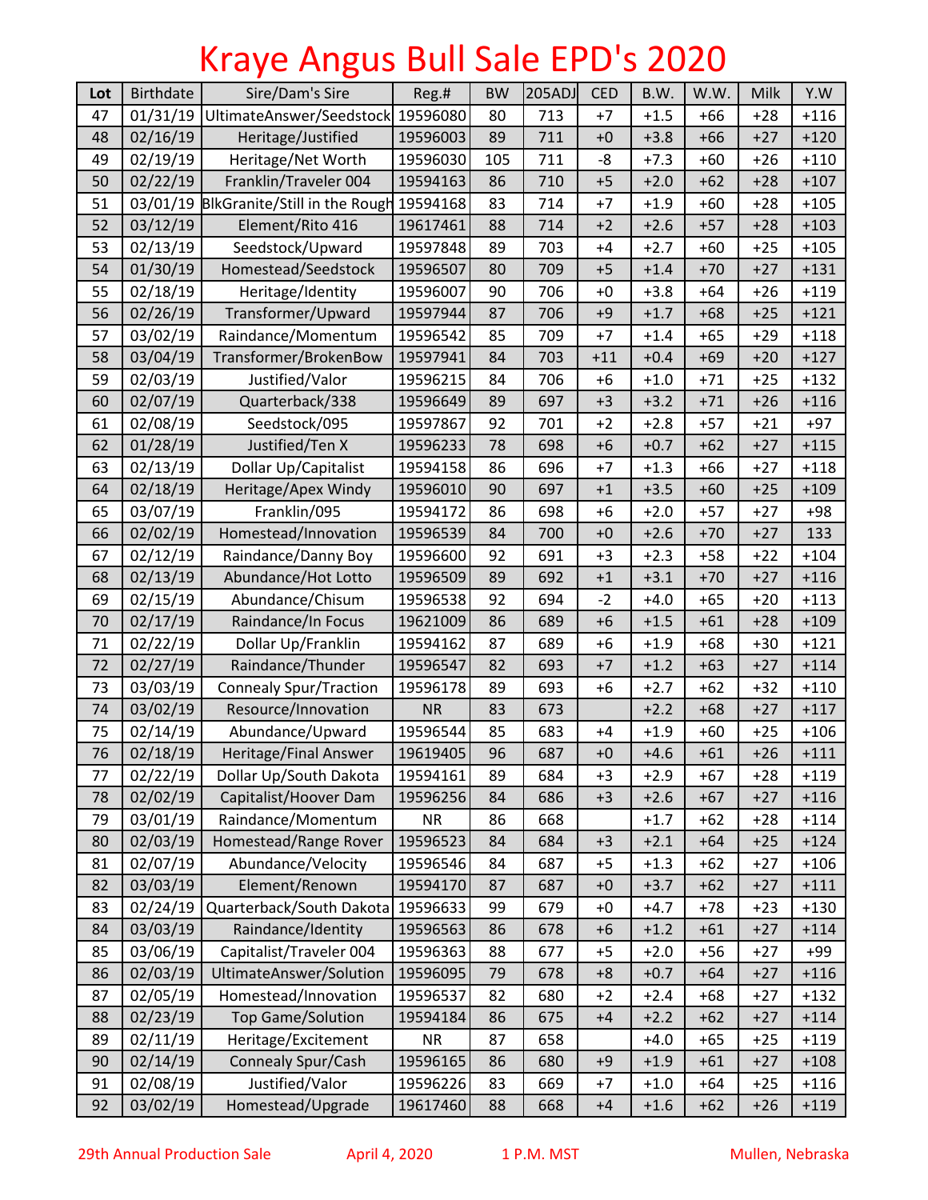# Kraye Angus Bull Sale EPD's 2020

| Lot | Birthdate | Sire/Dam's Sire | Reg.# | BW | 205ADJ | CED | B.W. | W.W. | Milk | Y.W |
|---|---|---|---|---|---|---|---|---|---|---|
| 47 | 01/31/19 | UltimateAnswer/Seedstock | 19596080 | 80 | 713 | +7 | +1.5 | +66 | +28 | +116 |
| 48 | 02/16/19 | Heritage/Justified | 19596003 | 89 | 711 | +0 | +3.8 | +66 | +27 | +120 |
| 49 | 02/19/19 | Heritage/Net Worth | 19596030 | 105 | 711 | -8 | +7.3 | +60 | +26 | +110 |
| 50 | 02/22/19 | Franklin/Traveler 004 | 19594163 | 86 | 710 | +5 | +2.0 | +62 | +28 | +107 |
| 51 | 03/01/19 | BlkGranite/Still in the Rough | 19594168 | 83 | 714 | +7 | +1.9 | +60 | +28 | +105 |
| 52 | 03/12/19 | Element/Rito 416 | 19617461 | 88 | 714 | +2 | +2.6 | +57 | +28 | +103 |
| 53 | 02/13/19 | Seedstock/Upward | 19597848 | 89 | 703 | +4 | +2.7 | +60 | +25 | +105 |
| 54 | 01/30/19 | Homestead/Seedstock | 19596507 | 80 | 709 | +5 | +1.4 | +70 | +27 | +131 |
| 55 | 02/18/19 | Heritage/Identity | 19596007 | 90 | 706 | +0 | +3.8 | +64 | +26 | +119 |
| 56 | 02/26/19 | Transformer/Upward | 19597944 | 87 | 706 | +9 | +1.7 | +68 | +25 | +121 |
| 57 | 03/02/19 | Raindance/Momentum | 19596542 | 85 | 709 | +7 | +1.4 | +65 | +29 | +118 |
| 58 | 03/04/19 | Transformer/BrokenBow | 19597941 | 84 | 703 | +11 | +0.4 | +69 | +20 | +127 |
| 59 | 02/03/19 | Justified/Valor | 19596215 | 84 | 706 | +6 | +1.0 | +71 | +25 | +132 |
| 60 | 02/07/19 | Quarterback/338 | 19596649 | 89 | 697 | +3 | +3.2 | +71 | +26 | +116 |
| 61 | 02/08/19 | Seedstock/095 | 19597867 | 92 | 701 | +2 | +2.8 | +57 | +21 | +97 |
| 62 | 01/28/19 | Justified/Ten X | 19596233 | 78 | 698 | +6 | +0.7 | +62 | +27 | +115 |
| 63 | 02/13/19 | Dollar Up/Capitalist | 19594158 | 86 | 696 | +7 | +1.3 | +66 | +27 | +118 |
| 64 | 02/18/19 | Heritage/Apex Windy | 19596010 | 90 | 697 | +1 | +3.5 | +60 | +25 | +109 |
| 65 | 03/07/19 | Franklin/095 | 19594172 | 86 | 698 | +6 | +2.0 | +57 | +27 | +98 |
| 66 | 02/02/19 | Homestead/Innovation | 19596539 | 84 | 700 | +0 | +2.6 | +70 | +27 | 133 |
| 67 | 02/12/19 | Raindance/Danny Boy | 19596600 | 92 | 691 | +3 | +2.3 | +58 | +22 | +104 |
| 68 | 02/13/19 | Abundance/Hot Lotto | 19596509 | 89 | 692 | +1 | +3.1 | +70 | +27 | +116 |
| 69 | 02/15/19 | Abundance/Chisum | 19596538 | 92 | 694 | -2 | +4.0 | +65 | +20 | +113 |
| 70 | 02/17/19 | Raindance/In Focus | 19621009 | 86 | 689 | +6 | +1.5 | +61 | +28 | +109 |
| 71 | 02/22/19 | Dollar Up/Franklin | 19594162 | 87 | 689 | +6 | +1.9 | +68 | +30 | +121 |
| 72 | 02/27/19 | Raindance/Thunder | 19596547 | 82 | 693 | +7 | +1.2 | +63 | +27 | +114 |
| 73 | 03/03/19 | Connealy Spur/Traction | 19596178 | 89 | 693 | +6 | +2.7 | +62 | +32 | +110 |
| 74 | 03/02/19 | Resource/Innovation | NR | 83 | 673 | | +2.2 | +68 | +27 | +117 |
| 75 | 02/14/19 | Abundance/Upward | 19596544 | 85 | 683 | +4 | +1.9 | +60 | +25 | +106 |
| 76 | 02/18/19 | Heritage/Final Answer | 19619405 | 96 | 687 | +0 | +4.6 | +61 | +26 | +111 |
| 77 | 02/22/19 | Dollar Up/South Dakota | 19594161 | 89 | 684 | +3 | +2.9 | +67 | +28 | +119 |
| 78 | 02/02/19 | Capitalist/Hoover Dam | 19596256 | 84 | 686 | +3 | +2.6 | +67 | +27 | +116 |
| 79 | 03/01/19 | Raindance/Momentum | NR | 86 | 668 | | +1.7 | +62 | +28 | +114 |
| 80 | 02/03/19 | Homestead/Range Rover | 19596523 | 84 | 684 | +3 | +2.1 | +64 | +25 | +124 |
| 81 | 02/07/19 | Abundance/Velocity | 19596546 | 84 | 687 | +5 | +1.3 | +62 | +27 | +106 |
| 82 | 03/03/19 | Element/Renown | 19594170 | 87 | 687 | +0 | +3.7 | +62 | +27 | +111 |
| 83 | 02/24/19 | Quarterback/South Dakota | 19596633 | 99 | 679 | +0 | +4.7 | +78 | +23 | +130 |
| 84 | 03/03/19 | Raindance/Identity | 19596563 | 86 | 678 | +6 | +1.2 | +61 | +27 | +114 |
| 85 | 03/06/19 | Capitalist/Traveler 004 | 19596363 | 88 | 677 | +5 | +2.0 | +56 | +27 | +99 |
| 86 | 02/03/19 | UltimateAnswer/Solution | 19596095 | 79 | 678 | +8 | +0.7 | +64 | +27 | +116 |
| 87 | 02/05/19 | Homestead/Innovation | 19596537 | 82 | 680 | +2 | +2.4 | +68 | +27 | +132 |
| 88 | 02/23/19 | Top Game/Solution | 19594184 | 86 | 675 | +4 | +2.2 | +62 | +27 | +114 |
| 89 | 02/11/19 | Heritage/Excitement | NR | 87 | 658 | | +4.0 | +65 | +25 | +119 |
| 90 | 02/14/19 | Connealy Spur/Cash | 19596165 | 86 | 680 | +9 | +1.9 | +61 | +27 | +108 |
| 91 | 02/08/19 | Justified/Valor | 19596226 | 83 | 669 | +7 | +1.0 | +64 | +25 | +116 |
| 92 | 03/02/19 | Homestead/Upgrade | 19617460 | 88 | 668 | +4 | +1.6 | +62 | +26 | +119 |

29th Annual Production Sale    April 4, 2020    1 P.M. MST    Mullen, Nebraska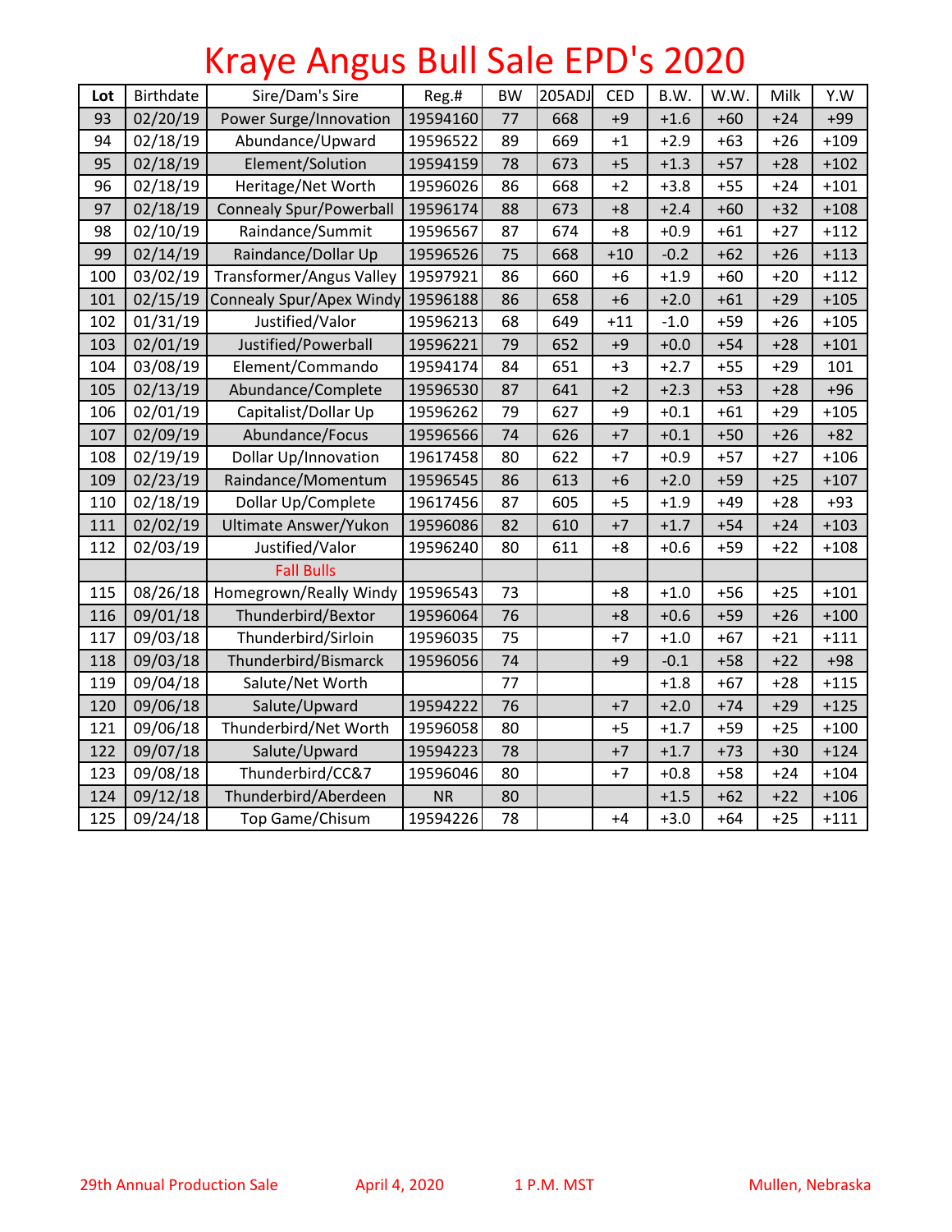# Kraye Angus Bull Sale EPD's 2020

| Lot | Birthdate | Sire/Dam's Sire | Reg.# | BW | 205ADJ | CED | B.W. | W.W. | Milk | Y.W |
|---|---|---|---|---|---|---|---|---|---|---|
| 93 | 02/20/19 | Power Surge/Innovation | 19594160 | 77 | 668 | +9 | +1.6 | +60 | +24 | +99 |
| 94 | 02/18/19 | Abundance/Upward | 19596522 | 89 | 669 | +1 | +2.9 | +63 | +26 | +109 |
| 95 | 02/18/19 | Element/Solution | 19594159 | 78 | 673 | +5 | +1.3 | +57 | +28 | +102 |
| 96 | 02/18/19 | Heritage/Net Worth | 19596026 | 86 | 668 | +2 | +3.8 | +55 | +24 | +101 |
| 97 | 02/18/19 | Connealy Spur/Powerball | 19596174 | 88 | 673 | +8 | +2.4 | +60 | +32 | +108 |
| 98 | 02/10/19 | Raindance/Summit | 19596567 | 87 | 674 | +8 | +0.9 | +61 | +27 | +112 |
| 99 | 02/14/19 | Raindance/Dollar Up | 19596526 | 75 | 668 | +10 | -0.2 | +62 | +26 | +113 |
| 100 | 03/02/19 | Transformer/Angus Valley | 19597921 | 86 | 660 | +6 | +1.9 | +60 | +20 | +112 |
| 101 | 02/15/19 | Connealy Spur/Apex Windy | 19596188 | 86 | 658 | +6 | +2.0 | +61 | +29 | +105 |
| 102 | 01/31/19 | Justified/Valor | 19596213 | 68 | 649 | +11 | -1.0 | +59 | +26 | +105 |
| 103 | 02/01/19 | Justified/Powerball | 19596221 | 79 | 652 | +9 | +0.0 | +54 | +28 | +101 |
| 104 | 03/08/19 | Element/Commando | 19594174 | 84 | 651 | +3 | +2.7 | +55 | +29 | 101 |
| 105 | 02/13/19 | Abundance/Complete | 19596530 | 87 | 641 | +2 | +2.3 | +53 | +28 | +96 |
| 106 | 02/01/19 | Capitalist/Dollar Up | 19596262 | 79 | 627 | +9 | +0.1 | +61 | +29 | +105 |
| 107 | 02/09/19 | Abundance/Focus | 19596566 | 74 | 626 | +7 | +0.1 | +50 | +26 | +82 |
| 108 | 02/19/19 | Dollar Up/Innovation | 19617458 | 80 | 622 | +7 | +0.9 | +57 | +27 | +106 |
| 109 | 02/23/19 | Raindance/Momentum | 19596545 | 86 | 613 | +6 | +2.0 | +59 | +25 | +107 |
| 110 | 02/18/19 | Dollar Up/Complete | 19617456 | 87 | 605 | +5 | +1.9 | +49 | +28 | +93 |
| 111 | 02/02/19 | Ultimate Answer/Yukon | 19596086 | 82 | 610 | +7 | +1.7 | +54 | +24 | +103 |
| 112 | 02/03/19 | Justified/Valor | 19596240 | 80 | 611 | +8 | +0.6 | +59 | +22 | +108 |
| | | Fall Bulls | | | | | | | | |
| 115 | 08/26/18 | Homegrown/Really Windy | 19596543 | 73 | | +8 | +1.0 | +56 | +25 | +101 |
| 116 | 09/01/18 | Thunderbird/Bextor | 19596064 | 76 | | +8 | +0.6 | +59 | +26 | +100 |
| 117 | 09/03/18 | Thunderbird/Sirloin | 19596035 | 75 | | +7 | +1.0 | +67 | +21 | +111 |
| 118 | 09/03/18 | Thunderbird/Bismarck | 19596056 | 74 | | +9 | -0.1 | +58 | +22 | +98 |
| 119 | 09/04/18 | Salute/Net Worth | | 77 | | | +1.8 | +67 | +28 | +115 |
| 120 | 09/06/18 | Salute/Upward | 19594222 | 76 | | +7 | +2.0 | +74 | +29 | +125 |
| 121 | 09/06/18 | Thunderbird/Net Worth | 19596058 | 80 | | +5 | +1.7 | +59 | +25 | +100 |
| 122 | 09/07/18 | Salute/Upward | 19594223 | 78 | | +7 | +1.7 | +73 | +30 | +124 |
| 123 | 09/08/18 | Thunderbird/CC&7 | 19596046 | 80 | | +7 | +0.8 | +58 | +24 | +104 |
| 124 | 09/12/18 | Thunderbird/Aberdeen | NR | 80 | | | +1.5 | +62 | +22 | +106 |
| 125 | 09/24/18 | Top Game/Chisum | 19594226 | 78 | | +4 | +3.0 | +64 | +25 | +111 |

29th Annual Production Sale &nbsp;&nbsp; April 4, 2020 &nbsp;&nbsp; 1 P.M. MST &nbsp;&nbsp; Mullen, Nebraska